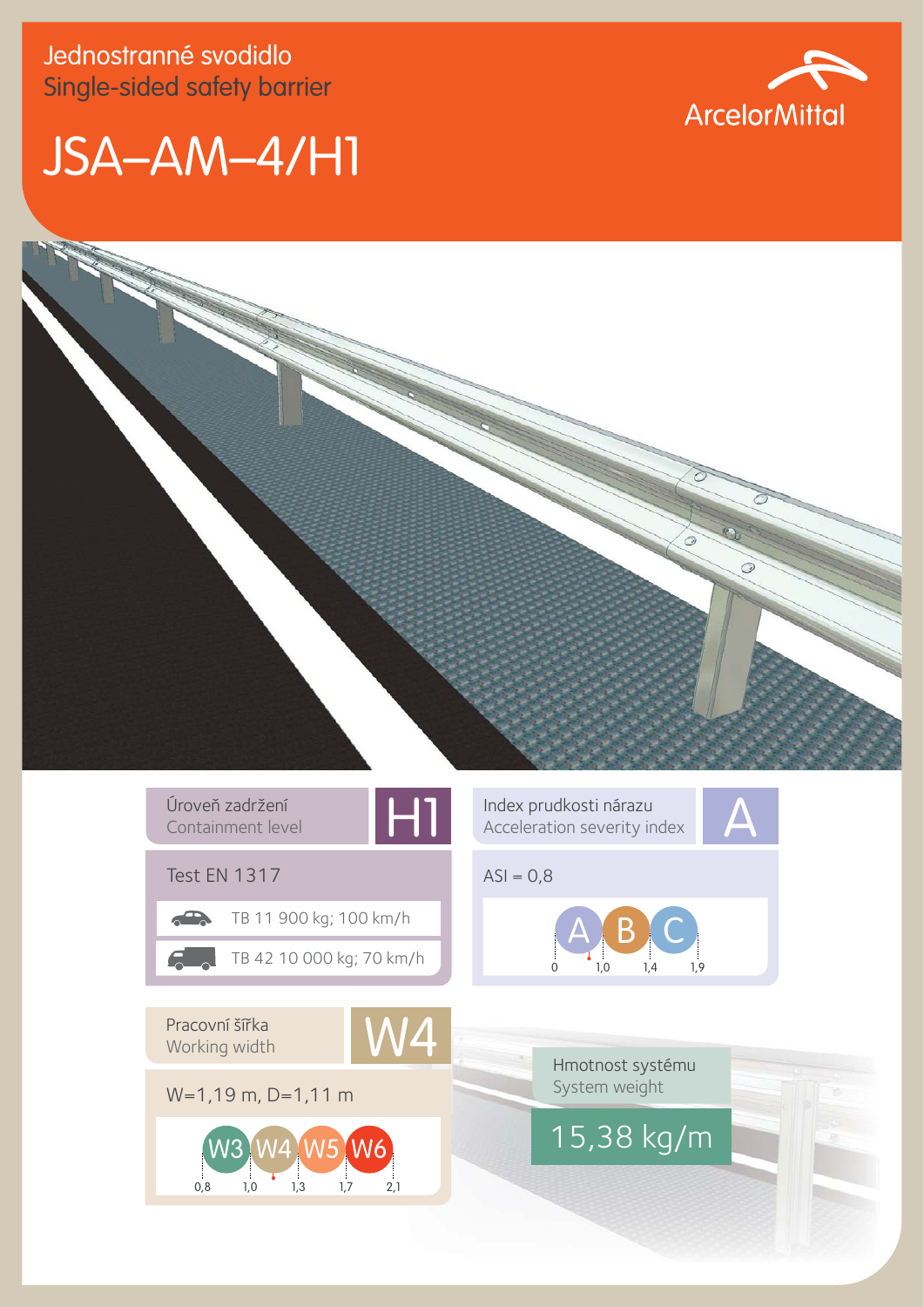Jednostranné svodidlo
Single-sided safety barrier

# JSA–AM–4/H1

ArcelorMittal

## Úroveň zadržení / Containment level: H1

Test EN 1317

- TB 11 900 kg; 100 km/h
- TB 42 10 000 kg; 70 km/h

## Index prudkosti nárazu / Acceleration severity index: A

ASI = 0,8

| A | B | C |
|---|---|---|
| 0 – 1,0 | 1,0 – 1,4 | 1,4 – 1,9 |

## Pracovní šířka / Working width: W4

W=1,19 m, D=1,11 m

| W3 | W4 | W5 | W6 |
|---|---|---|---|
| 0,8 – 1,0 | 1,0 – 1,3 | 1,3 – 1,7 | 1,7 – 2,1 |

## Hmotnost systému / System weight

15,38 kg/m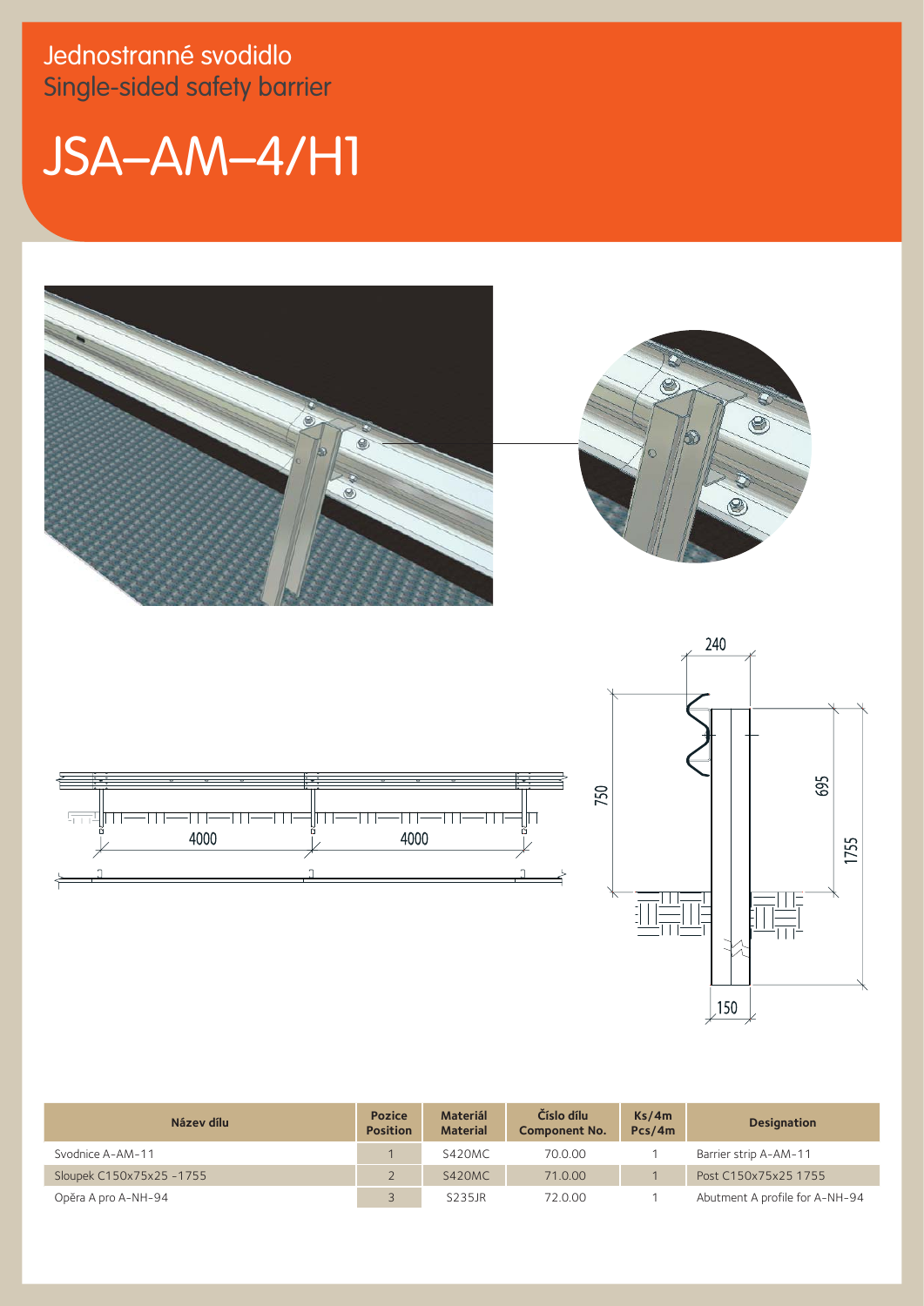Jednostranné svodidlo
Single-sided safety barrier

# JSA–AM–4/H1

| Název dílu | Pozice Position | Materiál Material | Číslo dílu Component No. | Ks/4m Pcs/4m | Designation |
|---|---|---|---|---|---|
| Svodnice A-AM-11 | 1 | S420MC | 70.0.00 | 1 | Barrier strip A-AM-11 |
| Sloupek C150x75x25 -1755 | 2 | S420MC | 71.0.00 | 1 | Post C150x75x25 1755 |
| Opěra A pro A-NH-94 | 3 | S235JR | 72.0.00 | 1 | Abutment A profile for A-NH-94 |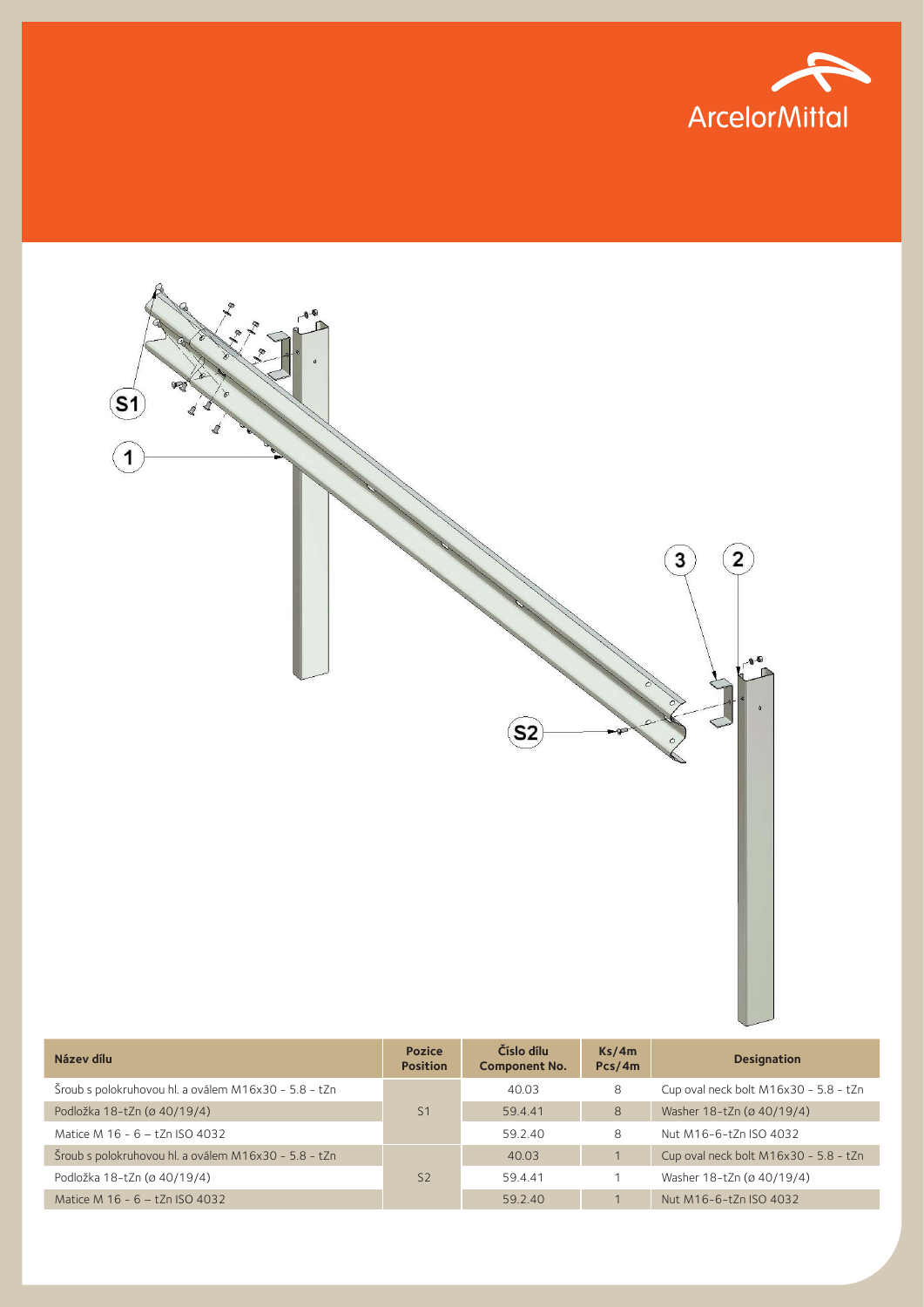| Název dílu | Pozice Position | Číslo dílu Component No. | Ks/4m Pcs/4m | Designation |
|---|---|---|---|---|
| Šroub s polokruhovou hl. a oválem M16x30 - 5.8 - tZn | S1 | 40.03 | 8 | Cup oval neck bolt M16x30 - 5.8 - tZn |
| Podložka 18-tZn (ø 40/19/4) | | 59.4.41 | 8 | Washer 18-tZn (ø 40/19/4) |
| Matice M 16 - 6 – tZn ISO 4032 | | 59.2.40 | 8 | Nut M16-6-tZn ISO 4032 |
| Šroub s polokruhovou hl. a oválem M16x30 - 5.8 - tZn | S2 | 40.03 | 1 | Cup oval neck bolt M16x30 - 5.8 - tZn |
| Podložka 18-tZn (ø 40/19/4) | | 59.4.41 | 1 | Washer 18-tZn (ø 40/19/4) |
| Matice M 16 - 6 – tZn ISO 4032 | | 59.2.40 | 1 | Nut M16-6-tZn ISO 4032 |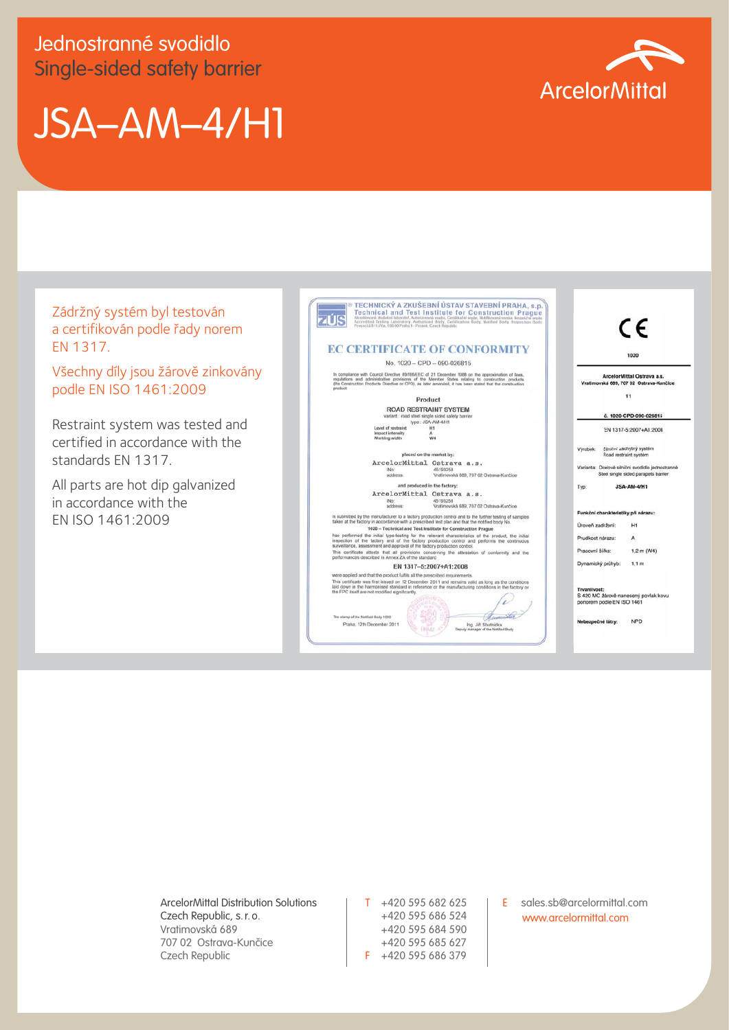# Jednostranné svodidlo
# Single-sided safety barrier

# JSA–AM–4/H1

ArcelorMittal

Zádržný systém byl testován a certifikován podle řady norem EN 1317.

Všechny díly jsou žárově zinkovány podle EN ISO 1461:2009

Restraint system was tested and certified in accordance with the standards EN 1317.

All parts are hot dip galvanized in accordance with the EN ISO 1461:2009

TECHNICKÝ A ZKUŠEBNÍ ÚSTAV STAVEBNÍ PRAHA, s.p.
Technical and Test Institute for Construction Prague

## EC CERTIFICATE OF CONFORMITY

No. 1020 – CPD – 090-026815

In compliance with Council Directive 89/106/EEC of 21 December 1988 on the approximation of laws, regulations and administrative provisions of the Member States relating to construction products (the Construction Products Directive or CPD), as later amended, it has been stated that the construction product:

Product

ROAD RESTRAINT SYSTEM
variant : road steel single sided safety barrier
type : JSA-AM-4/H1

| | |
|---|---|
| Level of restraint | H1 |
| Impact intensity | A |
| Working width | W4 |

placed on the market by:

ArcelorMittal Ostrava a.s.
INo: 45193258
address: Vratimovská 689, 707 02 Ostrava-Kunčice

and produced in the factory:

ArcelorMittal Ostrava a.s.
INo: 45193258
address: Vratimovská 689, 707 02 Ostrava-Kunčice

is submitted by the manufacturer to a factory production control and to the further testing of samples taken at the factory in accordance with a prescribed test plan and that the notified body No.

1020 – Technical and Test Institute for Construction Prague

has performed the initial type-testing for the relevant characteristics of the product, the initial inspection of the factory and of the factory production control and performs the continuous surveillance, assessment and approval of the factory production control.
This certificate attests that all provisions concerning the attestation of conformity and the performances described in Annex ZA of the standard

EN 1317–5:2007+A1:2008

were applied and that the product fulfils all the prescribed requirements.
This certificate was first issued on 12 December 2011 and remains valid as long as the conditions laid down in the harmonised standard in reference or the manufacturing conditions in the factory or the FPC itself are not modified significantly.

The stamp of the Notified Body 1020
Praha, 12th December 2011

Ing. Jiří Studnička
Deputy manager of the Notified Body

CE

1020

ArcelorMittal Ostrava a.s.
Vratimovská 689, 707 02 Ostrava-Kunčice

11

č. 1020-CPD-090-026815

EN 1317-5:2007+A1:2008

Výrobek: Silniční záchytný systém
Road restraint system

Varianta: Ocelové silniční svodidlo jednostranné
Steel single sided parapets barrier

Typ: JSA-AM-4/H1

**Funkční charakteristiky při nárazu:**

| | |
|---|---|
| Úroveň zadržení: | H1 |
| Prudkost nárazu: | A |
| Pracovní šířka: | 1,2 m (W4) |
| Dynamický průhyb: | 1,1 m |

**Trvanlivost:**
S 420 MC žárově nanesený povlak kovu ponorem podle EN ISO 1461

Nebezpečné látky: NPD

ArcelorMittal Distribution Solutions
Czech Republic, s. r. o.
Vratimovská 689
707 02 Ostrava-Kunčice
Czech Republic

T +420 595 682 625
+420 595 686 524
+420 595 684 590
+420 595 685 627
F +420 595 686 379

E sales.sb@arcelormittal.com
www.arcelormittal.com